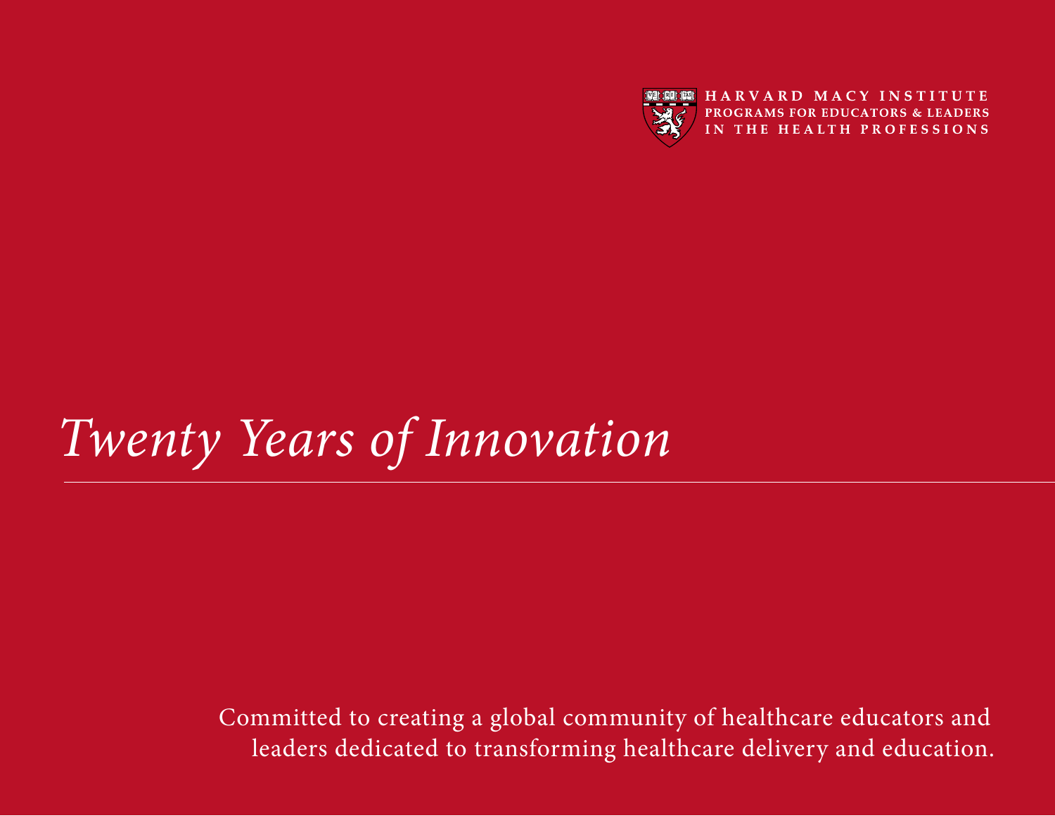HARVARD MACY INSTITUTE
PROGRAMS FOR EDUCATORS & LEADERS
IN THE HEALTH PROFESSIONS

# *Twenty Years of Innovation*

Committed to creating a global community of healthcare educators and leaders dedicated to transforming healthcare delivery and education.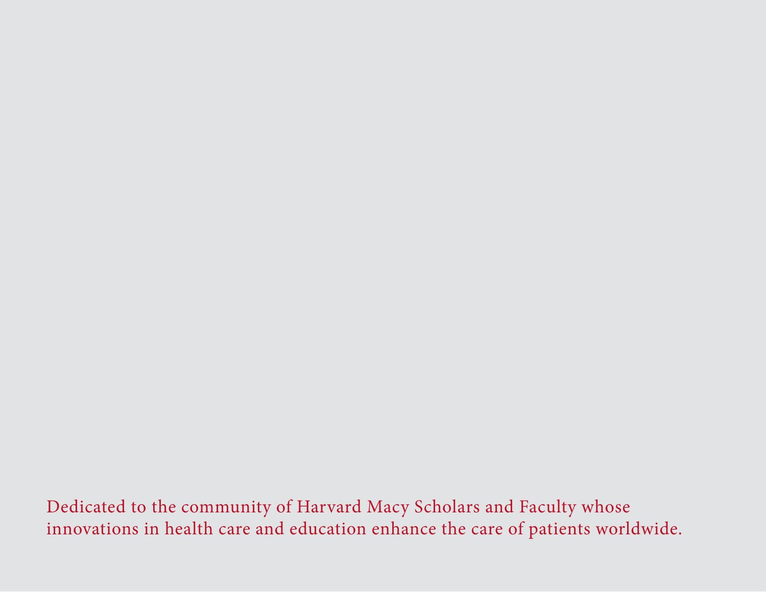Dedicated to the community of Harvard Macy Scholars and Faculty whose innovations in health care and education enhance the care of patients worldwide.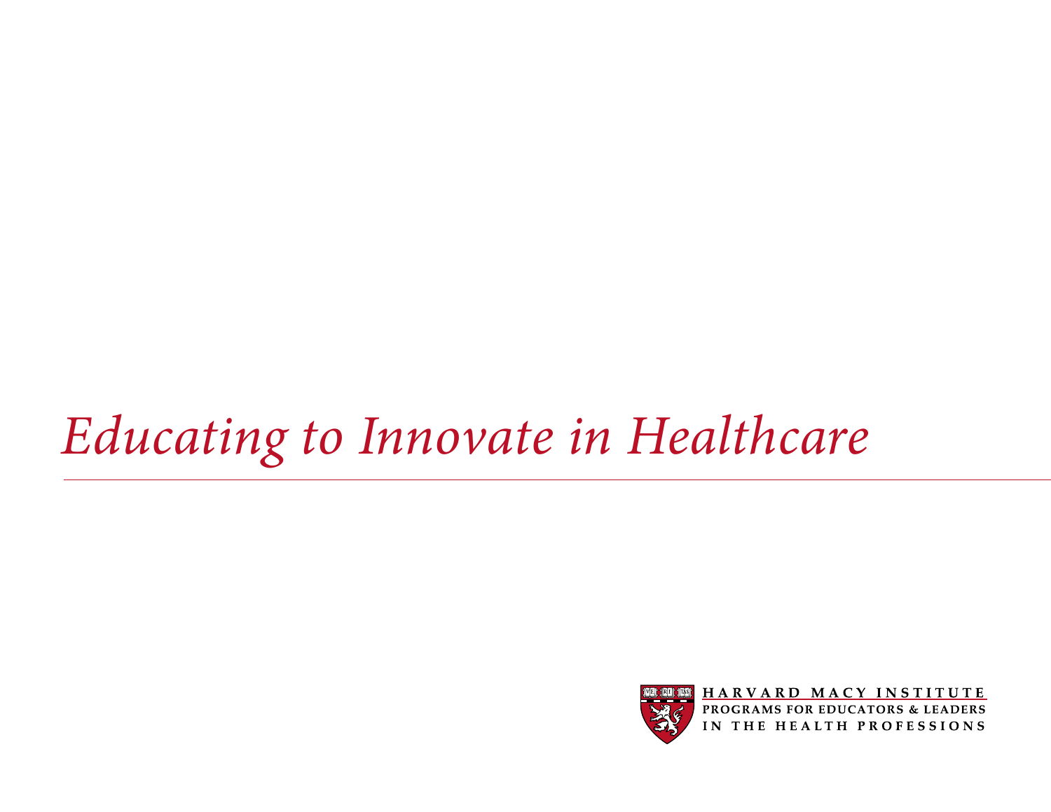# *Educating to Innovate in Healthcare*

HARVARD MACY INSTITUTE
PROGRAMS FOR EDUCATORS & LEADERS
IN THE HEALTH PROFESSIONS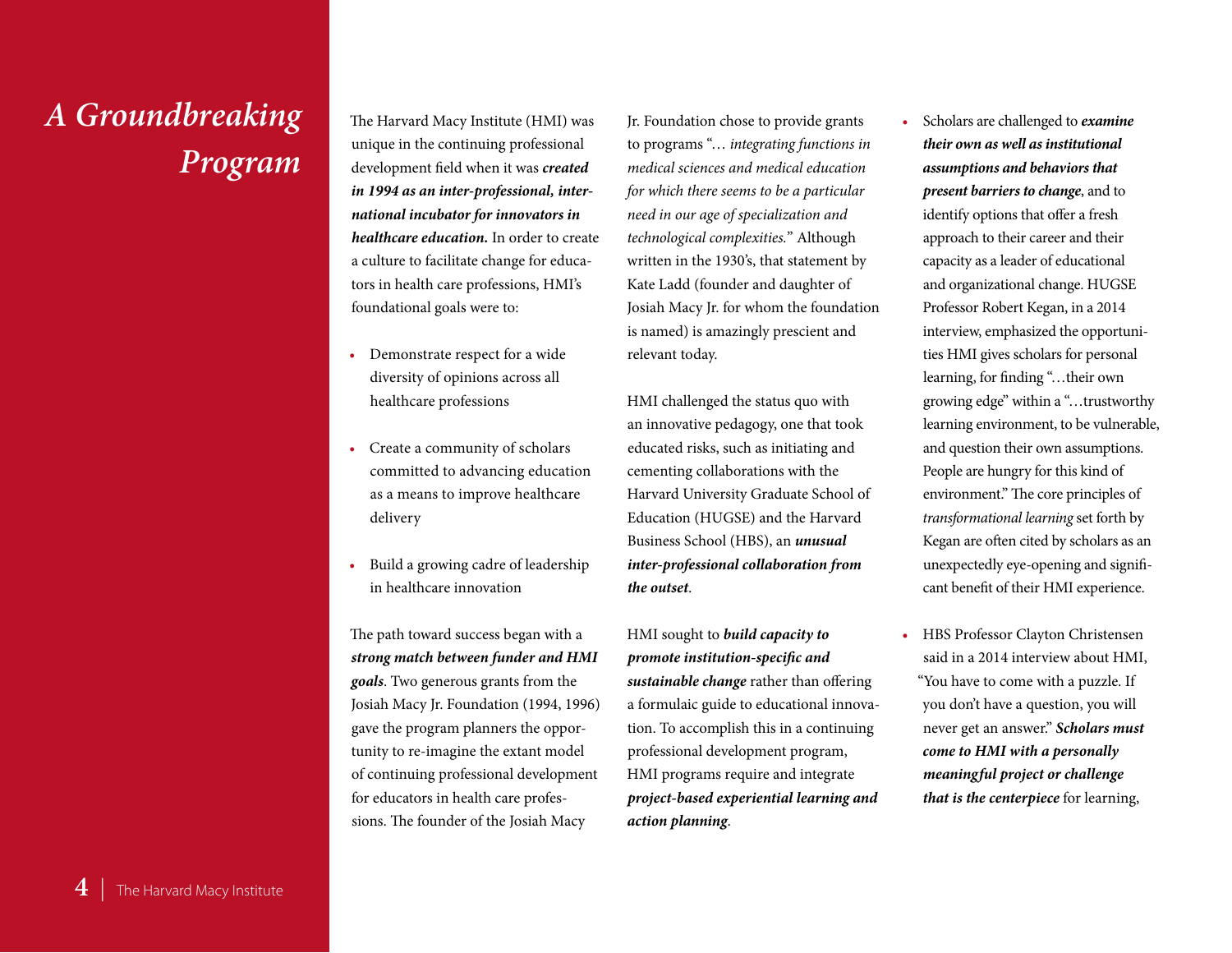# *A Groundbreaking Program*

The Harvard Macy Institute (HMI) was unique in the continuing professional development field when it was ***created in 1994 as an inter-professional, international incubator for innovators in healthcare education.*** In order to create a culture to facilitate change for educators in health care professions, HMI's foundational goals were to:

- Demonstrate respect for a wide diversity of opinions across all healthcare professions
- Create a community of scholars committed to advancing education as a means to improve healthcare delivery
- Build a growing cadre of leadership in healthcare innovation

The path toward success began with a ***strong match between funder and HMI goals***. Two generous grants from the Josiah Macy Jr. Foundation (1994, 1996) gave the program planners the opportunity to re-imagine the extant model of continuing professional development for educators in health care professions. The founder of the Josiah Macy Jr. Foundation chose to provide grants to programs "*… integrating functions in medical sciences and medical education for which there seems to be a particular need in our age of specialization and technological complexities.*" Although written in the 1930's, that statement by Kate Ladd (founder and daughter of Josiah Macy Jr. for whom the foundation is named) is amazingly prescient and relevant today.

HMI challenged the status quo with an innovative pedagogy, one that took educated risks, such as initiating and cementing collaborations with the Harvard University Graduate School of Education (HUGSE) and the Harvard Business School (HBS), an ***unusual inter-professional collaboration from the outset***.

HMI sought to ***build capacity to promote institution-specific and sustainable change*** rather than offering a formulaic guide to educational innovation. To accomplish this in a continuing professional development program, HMI programs require and integrate ***project-based experiential learning and action planning***.

- Scholars are challenged to ***examine their own as well as institutional assumptions and behaviors that present barriers to change***, and to identify options that offer a fresh approach to their career and their capacity as a leader of educational and organizational change. HUGSE Professor Robert Kegan, in a 2014 interview, emphasized the opportunities HMI gives scholars for personal learning, for finding "…their own growing edge" within a "…trustworthy learning environment, to be vulnerable, and question their own assumptions. People are hungry for this kind of environment." The core principles of *transformational learning* set forth by Kegan are often cited by scholars as an unexpectedly eye-opening and significant benefit of their HMI experience.
- HBS Professor Clayton Christensen said in a 2014 interview about HMI, "You have to come with a puzzle. If you don't have a question, you will never get an answer." ***Scholars must come to HMI with a personally meaningful project or challenge that is the centerpiece*** for learning,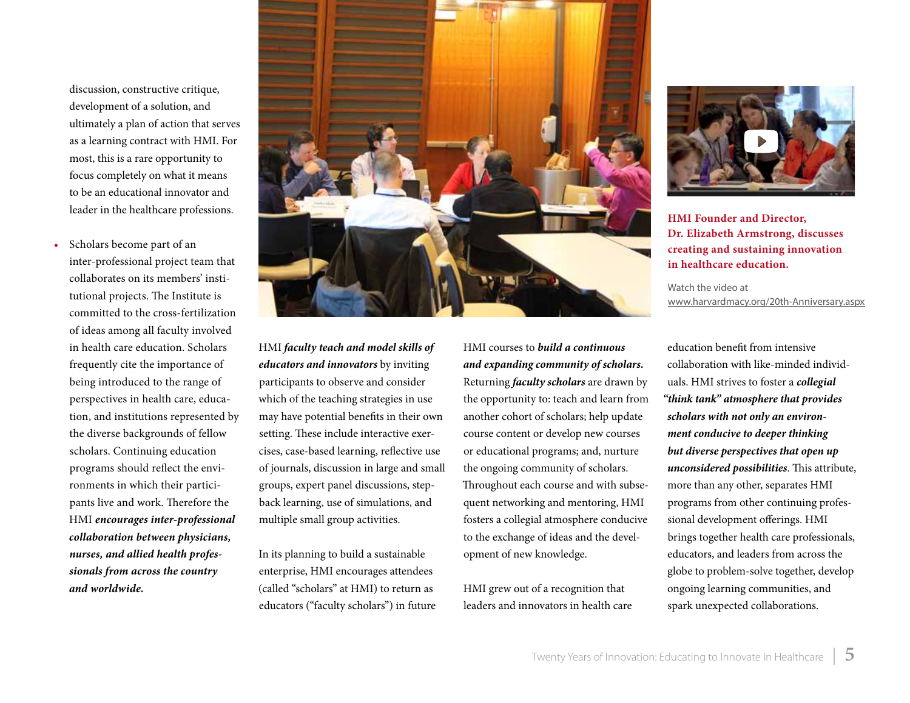discussion, constructive critique, development of a solution, and ultimately a plan of action that serves as a learning contract with HMI. For most, this is a rare opportunity to focus completely on what it means to be an educational innovator and leader in the healthcare professions.

- Scholars become part of an inter-professional project team that collaborates on its members' institutional projects. The Institute is committed to the cross-fertilization of ideas among all faculty involved in health care education. Scholars frequently cite the importance of being introduced to the range of perspectives in health care, education, and institutions represented by the diverse backgrounds of fellow scholars. Continuing education programs should reflect the environments in which their participants live and work. Therefore the HMI ***encourages inter-professional collaboration between physicians, nurses, and allied health professionals from across the country and worldwide.***

HMI ***faculty teach and model skills of educators and innovators*** by inviting participants to observe and consider which of the teaching strategies in use may have potential benefits in their own setting. These include interactive exercises, case-based learning, reflective use of journals, discussion in large and small groups, expert panel discussions, step-back learning, use of simulations, and multiple small group activities.

In its planning to build a sustainable enterprise, HMI encourages attendees (called "scholars" at HMI) to return as educators ("faculty scholars") in future HMI courses to ***build a continuous and expanding community of scholars.*** Returning ***faculty scholars*** are drawn by the opportunity to: teach and learn from another cohort of scholars; help update course content or develop new courses or educational programs; and, nurture the ongoing community of scholars. Throughout each course and with subsequent networking and mentoring, HMI fosters a collegial atmosphere conducive to the exchange of ideas and the development of new knowledge.

HMI grew out of a recognition that leaders and innovators in health care education benefit from intensive collaboration with like-minded individuals. HMI strives to foster a ***collegial "think tank" atmosphere that provides scholars with not only an environment conducive to deeper thinking but diverse perspectives that open up unconsidered possibilities***. This attribute, more than any other, separates HMI programs from other continuing professional development offerings. HMI brings together health care professionals, educators, and leaders from across the globe to problem-solve together, develop ongoing learning communities, and spark unexpected collaborations.

**HMI Founder and Director, Dr. Elizabeth Armstrong, discusses creating and sustaining innovation in healthcare education.**

Watch the video at www.harvardmacy.org/20th-Anniversary.aspx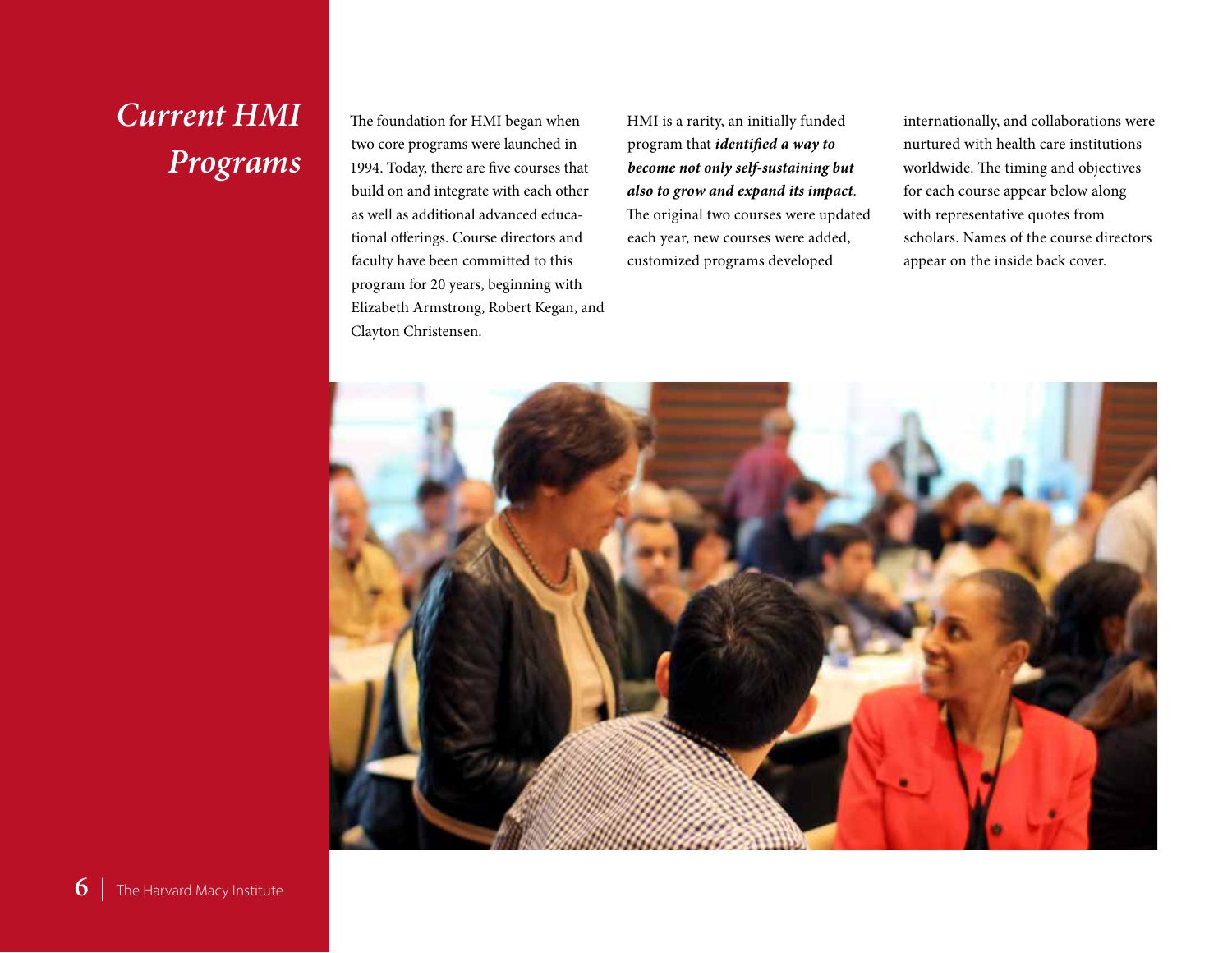# *Current HMI Programs*

The foundation for HMI began when two core programs were launched in 1994. Today, there are five courses that build on and integrate with each other as well as additional advanced educational offerings. Course directors and faculty have been committed to this program for 20 years, beginning with Elizabeth Armstrong, Robert Kegan, and Clayton Christensen.

HMI is a rarity, an initially funded program that ***identified a way to become not only self-sustaining but also to grow and expand its impact***. The original two courses were updated each year, new courses were added, customized programs developed internationally, and collaborations were nurtured with health care institutions worldwide. The timing and objectives for each course appear below along with representative quotes from scholars. Names of the course directors appear on the inside back cover.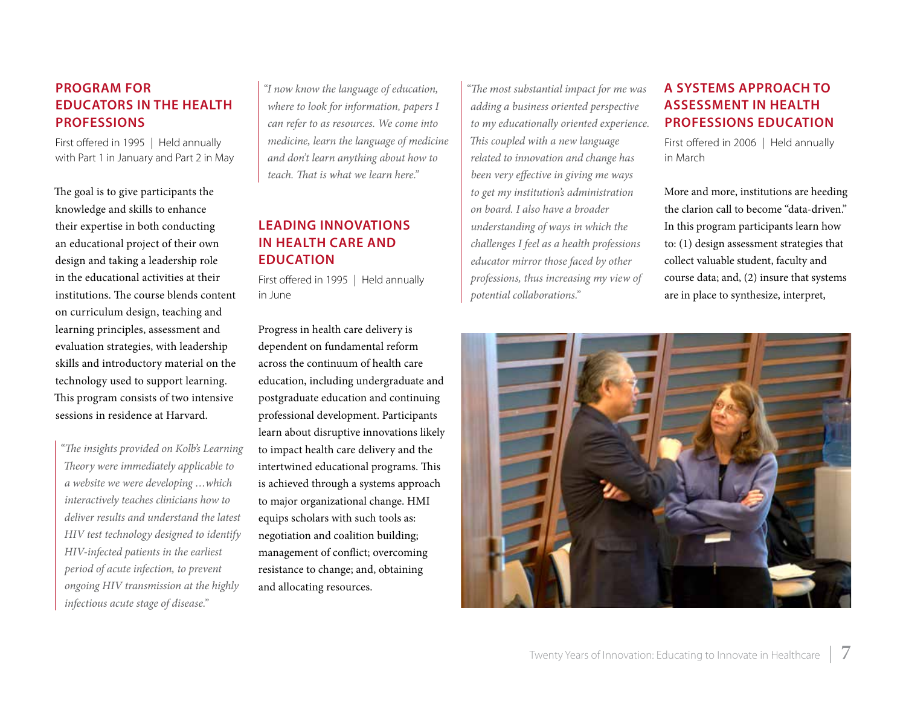## PROGRAM FOR EDUCATORS IN THE HEALTH PROFESSIONS

First offered in 1995 | Held annually with Part 1 in January and Part 2 in May

The goal is to give participants the knowledge and skills to enhance their expertise in both conducting an educational project of their own design and taking a leadership role in the educational activities at their institutions. The course blends content on curriculum design, teaching and learning principles, assessment and evaluation strategies, with leadership skills and introductory material on the technology used to support learning. This program consists of two intensive sessions in residence at Harvard.

*"The insights provided on Kolb's Learning Theory were immediately applicable to a website we were developing …which interactively teaches clinicians how to deliver results and understand the latest HIV test technology designed to identify HIV-infected patients in the earliest period of acute infection, to prevent ongoing HIV transmission at the highly infectious acute stage of disease."*

*"I now know the language of education, where to look for information, papers I can refer to as resources. We come into medicine, learn the language of medicine and don't learn anything about how to teach. That is what we learn here."*

## LEADING INNOVATIONS IN HEALTH CARE AND EDUCATION

First offered in 1995 | Held annually in June

Progress in health care delivery is dependent on fundamental reform across the continuum of health care education, including undergraduate and postgraduate education and continuing professional development. Participants learn about disruptive innovations likely to impact health care delivery and the intertwined educational programs. This is achieved through a systems approach to major organizational change. HMI equips scholars with such tools as: negotiation and coalition building; management of conflict; overcoming resistance to change; and, obtaining and allocating resources.

*"The most substantial impact for me was adding a business oriented perspective to my educationally oriented experience. This coupled with a new language related to innovation and change has been very effective in giving me ways to get my institution's administration on board. I also have a broader understanding of ways in which the challenges I feel as a health professions educator mirror those faced by other professions, thus increasing my view of potential collaborations."*

## A SYSTEMS APPROACH TO ASSESSMENT IN HEALTH PROFESSIONS EDUCATION

First offered in 2006 | Held annually in March

More and more, institutions are heeding the clarion call to become "data-driven." In this program participants learn how to: (1) design assessment strategies that collect valuable student, faculty and course data; and, (2) insure that systems are in place to synthesize, interpret,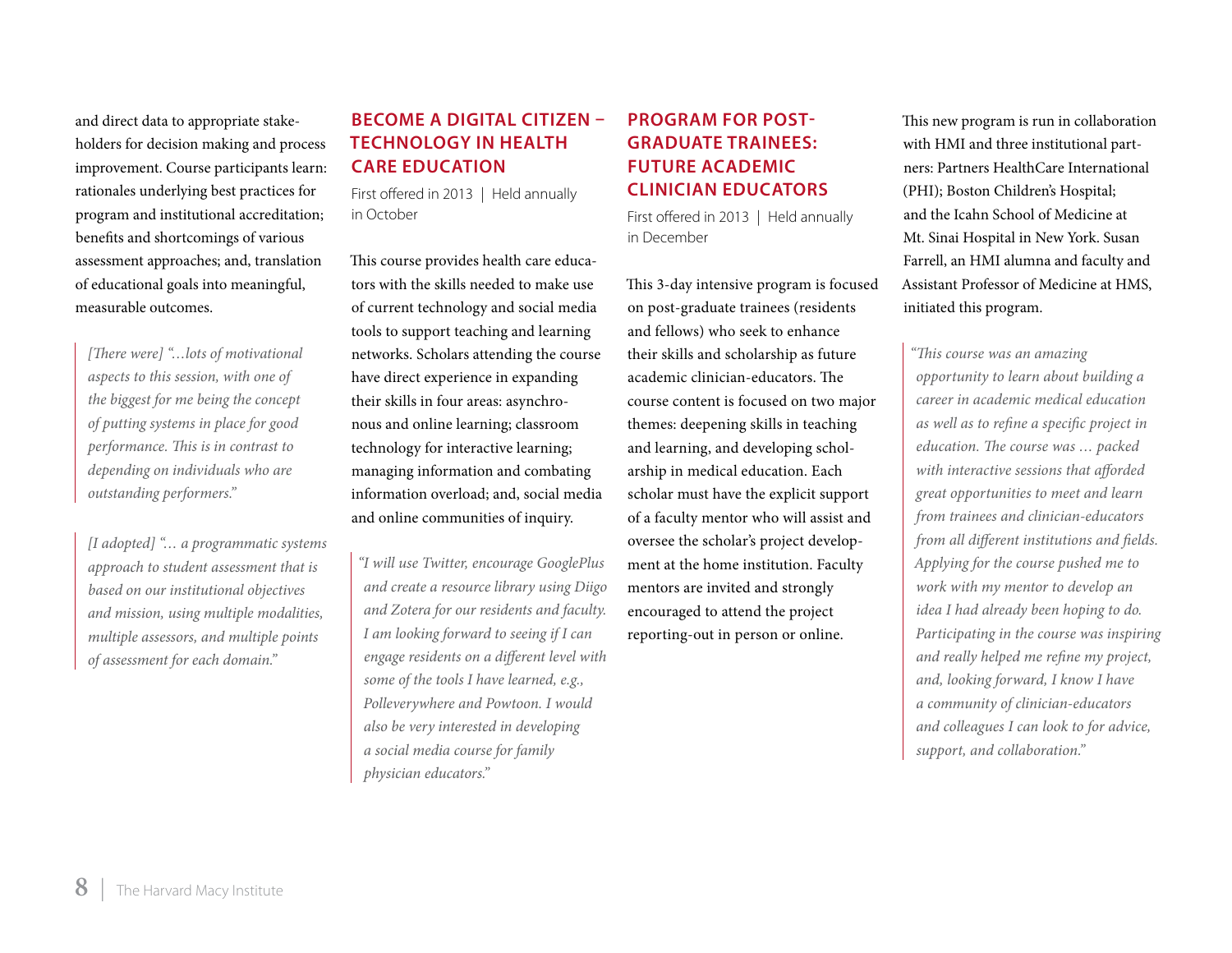and direct data to appropriate stakeholders for decision making and process improvement. Course participants learn: rationales underlying best practices for program and institutional accreditation; benefits and shortcomings of various assessment approaches; and, translation of educational goals into meaningful, measurable outcomes.

> *[There were] "…lots of motivational aspects to this session, with one of the biggest for me being the concept of putting systems in place for good performance. This is in contrast to depending on individuals who are outstanding performers."*

> *[I adopted] "… a programmatic systems approach to student assessment that is based on our institutional objectives and mission, using multiple modalities, multiple assessors, and multiple points of assessment for each domain."*

## BECOME A DIGITAL CITIZEN – TECHNOLOGY IN HEALTH CARE EDUCATION

First offered in 2013 | Held annually in October

This course provides health care educators with the skills needed to make use of current technology and social media tools to support teaching and learning networks. Scholars attending the course have direct experience in expanding their skills in four areas: asynchronous and online learning; classroom technology for interactive learning; managing information and combating information overload; and, social media and online communities of inquiry.

> *"I will use Twitter, encourage GooglePlus and create a resource library using Diigo and Zotera for our residents and faculty. I am looking forward to seeing if I can engage residents on a different level with some of the tools I have learned, e.g., Polleverywhere and Powtoon. I would also be very interested in developing a social media course for family physician educators."*

## PROGRAM FOR POST-GRADUATE TRAINEES: FUTURE ACADEMIC CLINICIAN EDUCATORS

First offered in 2013 | Held annually in December

This 3-day intensive program is focused on post-graduate trainees (residents and fellows) who seek to enhance their skills and scholarship as future academic clinician-educators. The course content is focused on two major themes: deepening skills in teaching and learning, and developing scholarship in medical education. Each scholar must have the explicit support of a faculty mentor who will assist and oversee the scholar's project development at the home institution. Faculty mentors are invited and strongly encouraged to attend the project reporting-out in person or online.

This new program is run in collaboration with HMI and three institutional partners: Partners HealthCare International (PHI); Boston Children's Hospital; and the Icahn School of Medicine at Mt. Sinai Hospital in New York. Susan Farrell, an HMI alumna and faculty and Assistant Professor of Medicine at HMS, initiated this program.

> *"This course was an amazing opportunity to learn about building a career in academic medical education as well as to refine a specific project in education. The course was … packed with interactive sessions that afforded great opportunities to meet and learn from trainees and clinician-educators from all different institutions and fields. Applying for the course pushed me to work with my mentor to develop an idea I had already been hoping to do. Participating in the course was inspiring and really helped me refine my project, and, looking forward, I know I have a community of clinician-educators and colleagues I can look to for advice, support, and collaboration."*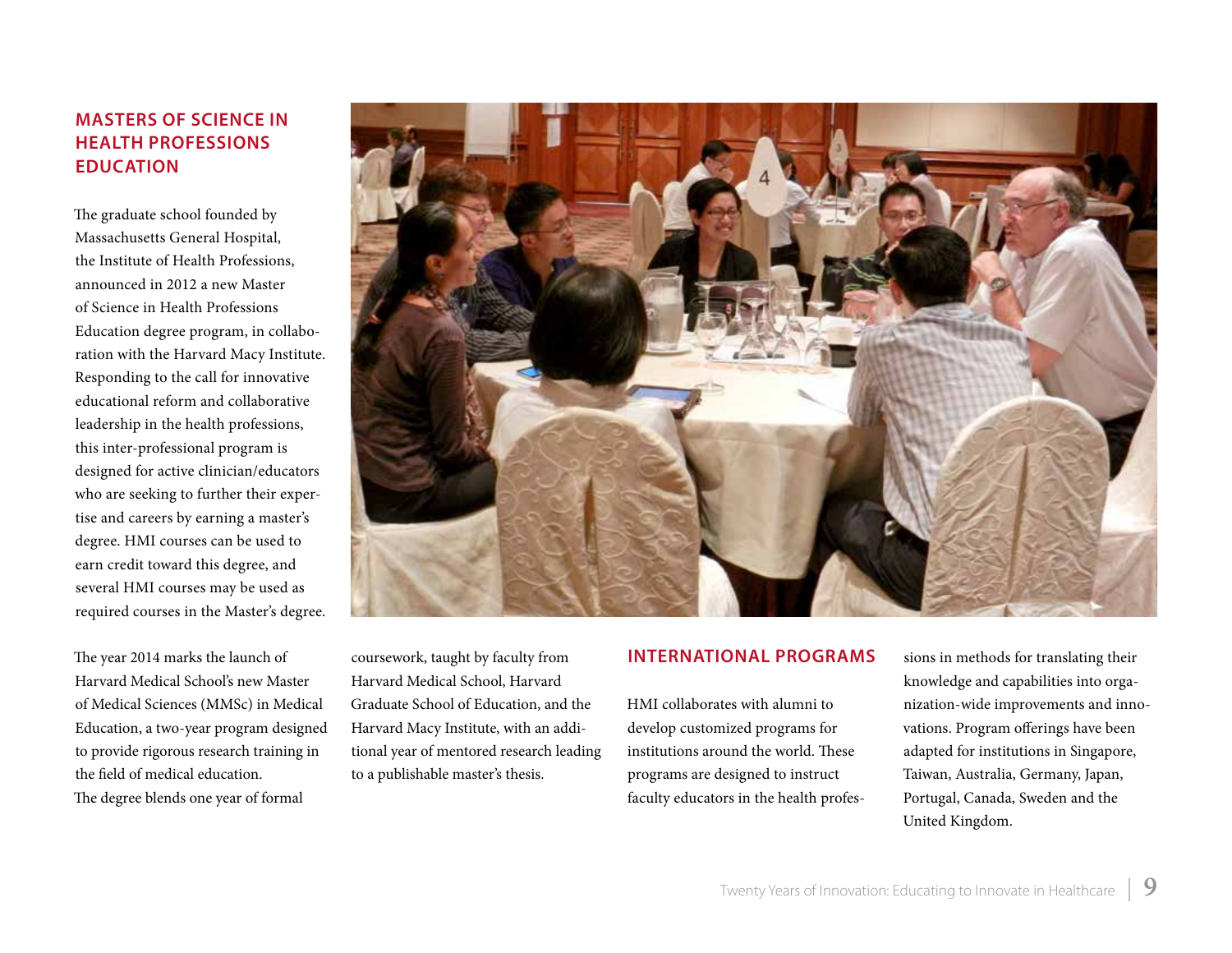## MASTERS OF SCIENCE IN HEALTH PROFESSIONS EDUCATION

The graduate school founded by Massachusetts General Hospital, the Institute of Health Professions, announced in 2012 a new Master of Science in Health Professions Education degree program, in collaboration with the Harvard Macy Institute. Responding to the call for innovative educational reform and collaborative leadership in the health professions, this inter-professional program is designed for active clinician/educators who are seeking to further their expertise and careers by earning a master's degree. HMI courses can be used to earn credit toward this degree, and several HMI courses may be used as required courses in the Master's degree.

The year 2014 marks the launch of Harvard Medical School's new Master of Medical Sciences (MMSc) in Medical Education, a two-year program designed to provide rigorous research training in the field of medical education. The degree blends one year of formal coursework, taught by faculty from Harvard Medical School, Harvard Graduate School of Education, and the Harvard Macy Institute, with an additional year of mentored research leading to a publishable master's thesis.

## INTERNATIONAL PROGRAMS

HMI collaborates with alumni to develop customized programs for institutions around the world. These programs are designed to instruct faculty educators in the health professions in methods for translating their knowledge and capabilities into organization-wide improvements and innovations. Program offerings have been adapted for institutions in Singapore, Taiwan, Australia, Germany, Japan, Portugal, Canada, Sweden and the United Kingdom.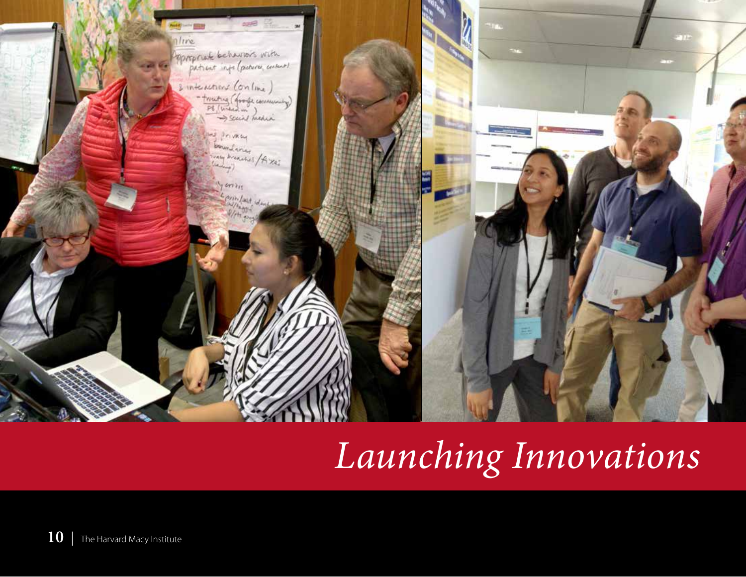# *Launching Innovations*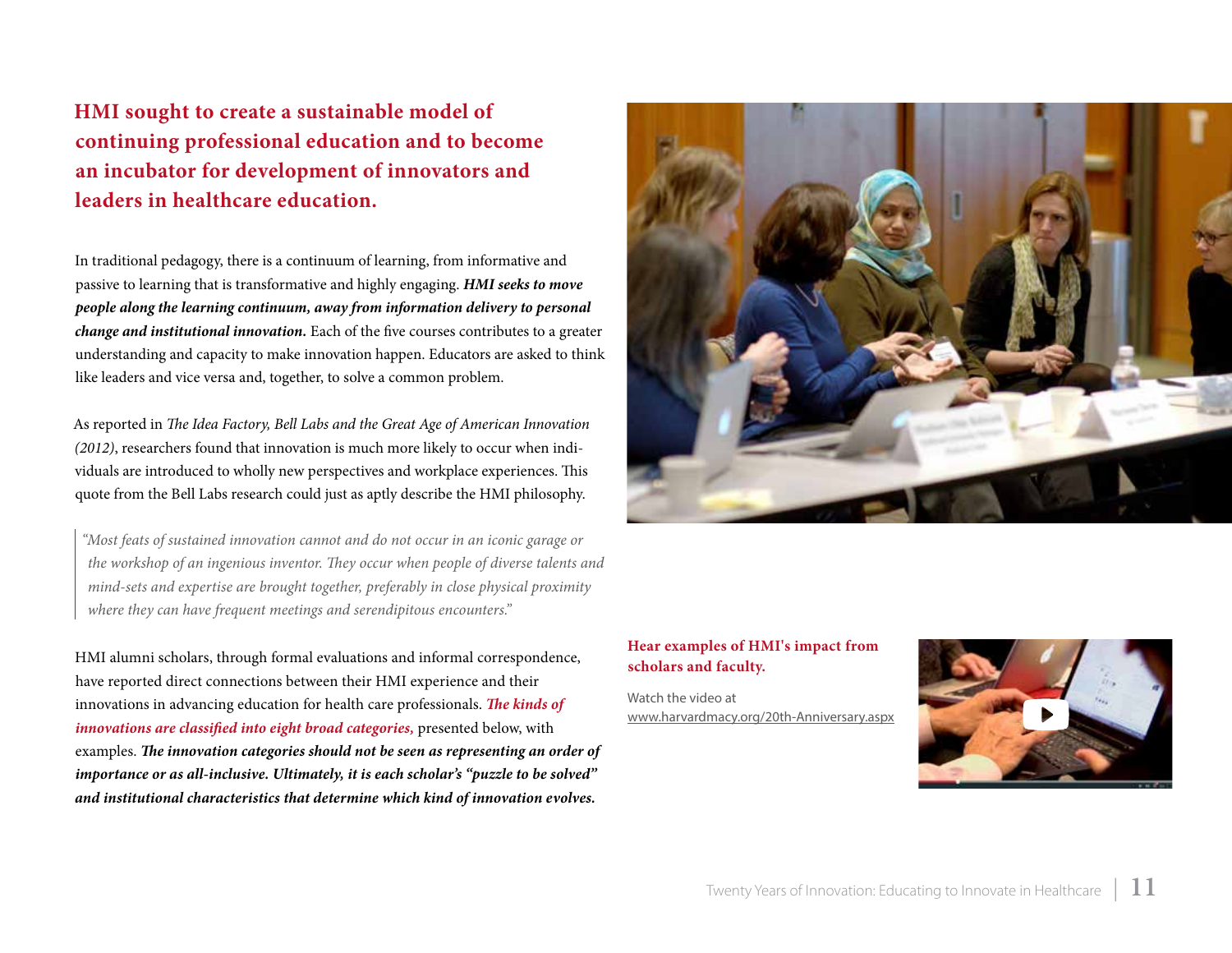## HMI sought to create a sustainable model of continuing professional education and to become an incubator for development of innovators and leaders in healthcare education.

In traditional pedagogy, there is a continuum of learning, from informative and passive to learning that is transformative and highly engaging. ***HMI seeks to move people along the learning continuum, away from information delivery to personal change and institutional innovation.*** Each of the five courses contributes to a greater understanding and capacity to make innovation happen. Educators are asked to think like leaders and vice versa and, together, to solve a common problem.

As reported in *The Idea Factory, Bell Labs and the Great Age of American Innovation (2012)*, researchers found that innovation is much more likely to occur when individuals are introduced to wholly new perspectives and workplace experiences. This quote from the Bell Labs research could just as aptly describe the HMI philosophy.

> *"Most feats of sustained innovation cannot and do not occur in an iconic garage or the workshop of an ingenious inventor. They occur when people of diverse talents and mind-sets and expertise are brought together, preferably in close physical proximity where they can have frequent meetings and serendipitous encounters."*

HMI alumni scholars, through formal evaluations and informal correspondence, have reported direct connections between their HMI experience and their innovations in advancing education for health care professionals. ***The kinds of innovations are classified into eight broad categories,*** presented below, with examples. ***The innovation categories should not be seen as representing an order of importance or as all-inclusive. Ultimately, it is each scholar's "puzzle to be solved" and institutional characteristics that determine which kind of innovation evolves.***

**Hear examples of HMI's impact from scholars and faculty.**

Watch the video at
www.harvardmacy.org/20th-Anniversary.aspx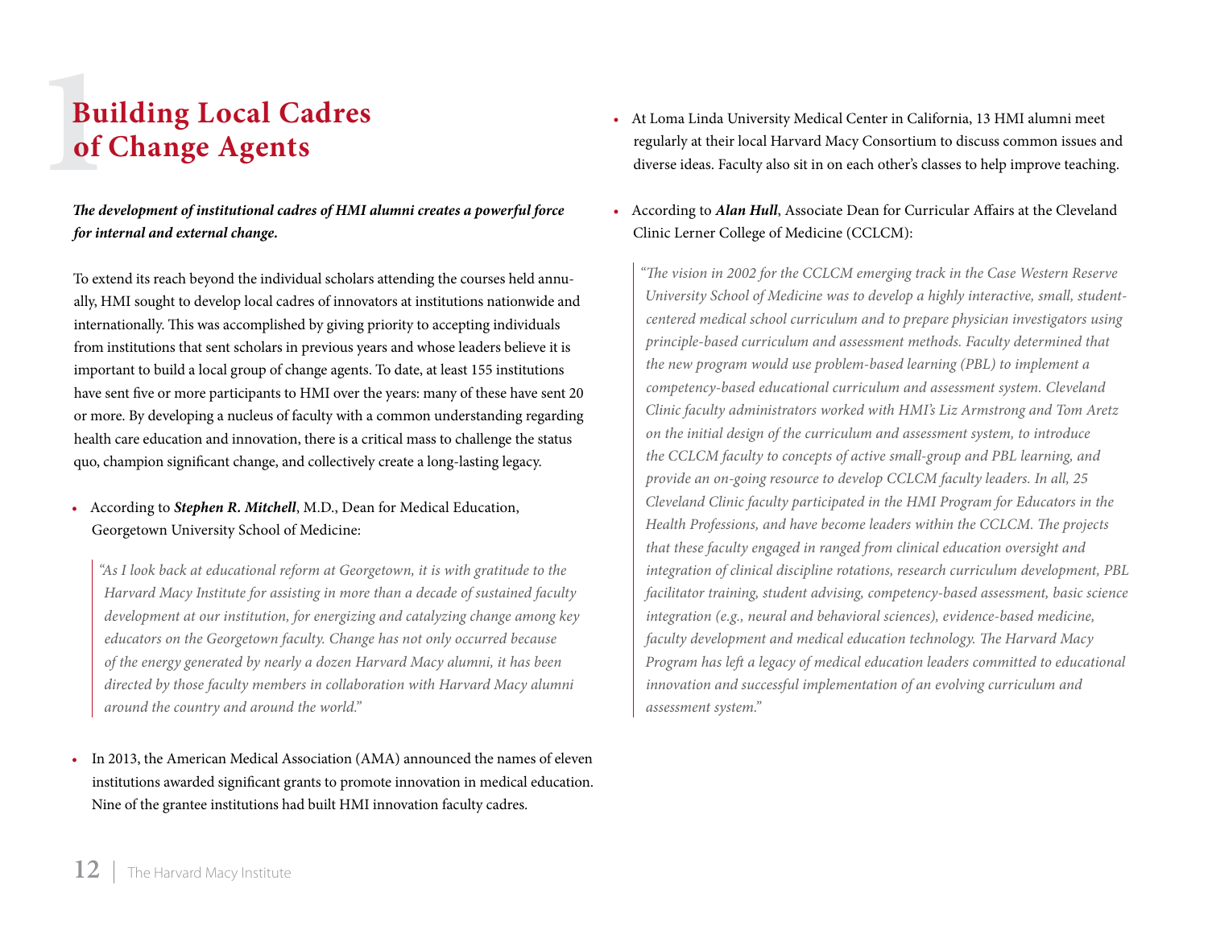# Building Local Cadres of Change Agents

***The development of institutional cadres of HMI alumni creates a powerful force for internal and external change.***

To extend its reach beyond the individual scholars attending the courses held annually, HMI sought to develop local cadres of innovators at institutions nationwide and internationally. This was accomplished by giving priority to accepting individuals from institutions that sent scholars in previous years and whose leaders believe it is important to build a local group of change agents. To date, at least 155 institutions have sent five or more participants to HMI over the years: many of these have sent 20 or more. By developing a nucleus of faculty with a common understanding regarding health care education and innovation, there is a critical mass to challenge the status quo, champion significant change, and collectively create a long-lasting legacy.

- According to ***Stephen R. Mitchell***, M.D., Dean for Medical Education, Georgetown University School of Medicine:

> *"As I look back at educational reform at Georgetown, it is with gratitude to the Harvard Macy Institute for assisting in more than a decade of sustained faculty development at our institution, for energizing and catalyzing change among key educators on the Georgetown faculty. Change has not only occurred because of the energy generated by nearly a dozen Harvard Macy alumni, it has been directed by those faculty members in collaboration with Harvard Macy alumni around the country and around the world."*

- In 2013, the American Medical Association (AMA) announced the names of eleven institutions awarded significant grants to promote innovation in medical education. Nine of the grantee institutions had built HMI innovation faculty cadres.

- At Loma Linda University Medical Center in California, 13 HMI alumni meet regularly at their local Harvard Macy Consortium to discuss common issues and diverse ideas. Faculty also sit in on each other's classes to help improve teaching.

- According to ***Alan Hull***, Associate Dean for Curricular Affairs at the Cleveland Clinic Lerner College of Medicine (CCLCM):

> *"The vision in 2002 for the CCLCM emerging track in the Case Western Reserve University School of Medicine was to develop a highly interactive, small, student-centered medical school curriculum and to prepare physician investigators using principle-based curriculum and assessment methods. Faculty determined that the new program would use problem-based learning (PBL) to implement a competency-based educational curriculum and assessment system. Cleveland Clinic faculty administrators worked with HMI's Liz Armstrong and Tom Aretz on the initial design of the curriculum and assessment system, to introduce the CCLCM faculty to concepts of active small-group and PBL learning, and provide an on-going resource to develop CCLCM faculty leaders. In all, 25 Cleveland Clinic faculty participated in the HMI Program for Educators in the Health Professions, and have become leaders within the CCLCM. The projects that these faculty engaged in ranged from clinical education oversight and integration of clinical discipline rotations, research curriculum development, PBL facilitator training, student advising, competency-based assessment, basic science integration (e.g., neural and behavioral sciences), evidence-based medicine, faculty development and medical education technology. The Harvard Macy Program has left a legacy of medical education leaders committed to educational innovation and successful implementation of an evolving curriculum and assessment system."*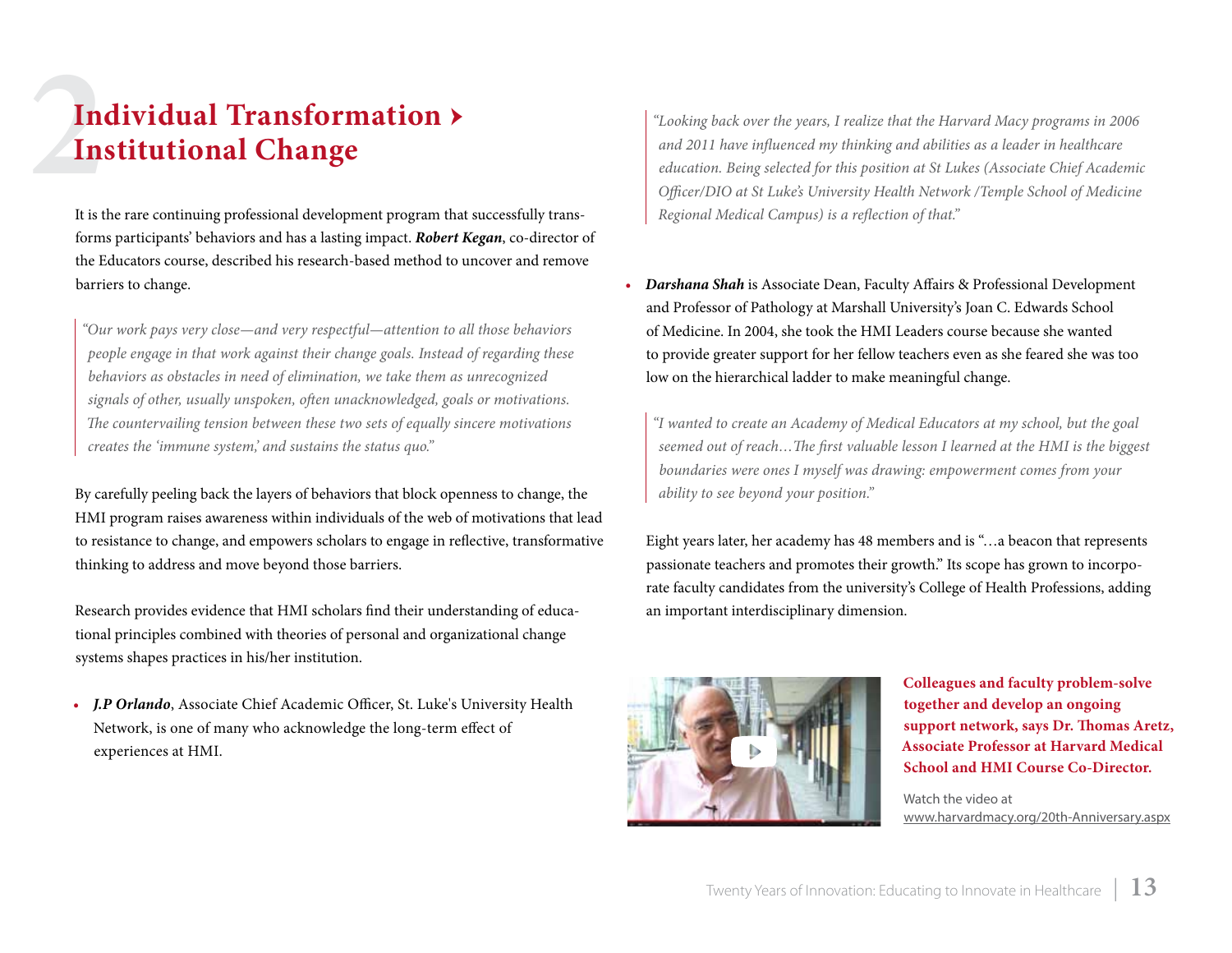# Individual Transformation › Institutional Change

It is the rare continuing professional development program that successfully transforms participants' behaviors and has a lasting impact. ***Robert Kegan***, co-director of the Educators course, described his research-based method to uncover and remove barriers to change.

> *"Our work pays very close—and very respectful—attention to all those behaviors people engage in that work against their change goals. Instead of regarding these behaviors as obstacles in need of elimination, we take them as unrecognized signals of other, usually unspoken, often unacknowledged, goals or motivations. The countervailing tension between these two sets of equally sincere motivations creates the 'immune system,' and sustains the status quo."*

By carefully peeling back the layers of behaviors that block openness to change, the HMI program raises awareness within individuals of the web of motivations that lead to resistance to change, and empowers scholars to engage in reflective, transformative thinking to address and move beyond those barriers.

Research provides evidence that HMI scholars find their understanding of educational principles combined with theories of personal and organizational change systems shapes practices in his/her institution.

- ***J.P Orlando***, Associate Chief Academic Officer, St. Luke's University Health Network, is one of many who acknowledge the long-term effect of experiences at HMI.

> *"Looking back over the years, I realize that the Harvard Macy programs in 2006 and 2011 have influenced my thinking and abilities as a leader in healthcare education. Being selected for this position at St Lukes (Associate Chief Academic Officer/DIO at St Luke's University Health Network /Temple School of Medicine Regional Medical Campus) is a reflection of that."*

- ***Darshana Shah*** is Associate Dean, Faculty Affairs & Professional Development and Professor of Pathology at Marshall University's Joan C. Edwards School of Medicine. In 2004, she took the HMI Leaders course because she wanted to provide greater support for her fellow teachers even as she feared she was too low on the hierarchical ladder to make meaningful change.

> *"I wanted to create an Academy of Medical Educators at my school, but the goal seemed out of reach…The first valuable lesson I learned at the HMI is the biggest boundaries were ones I myself was drawing: empowerment comes from your ability to see beyond your position."*

Eight years later, her academy has 48 members and is "…a beacon that represents passionate teachers and promotes their growth." Its scope has grown to incorporate faculty candidates from the university's College of Health Professions, adding an important interdisciplinary dimension.

**Colleagues and faculty problem-solve together and develop an ongoing support network, says Dr. Thomas Aretz, Associate Professor at Harvard Medical School and HMI Course Co-Director.**

Watch the video at www.harvardmacy.org/20th-Anniversary.aspx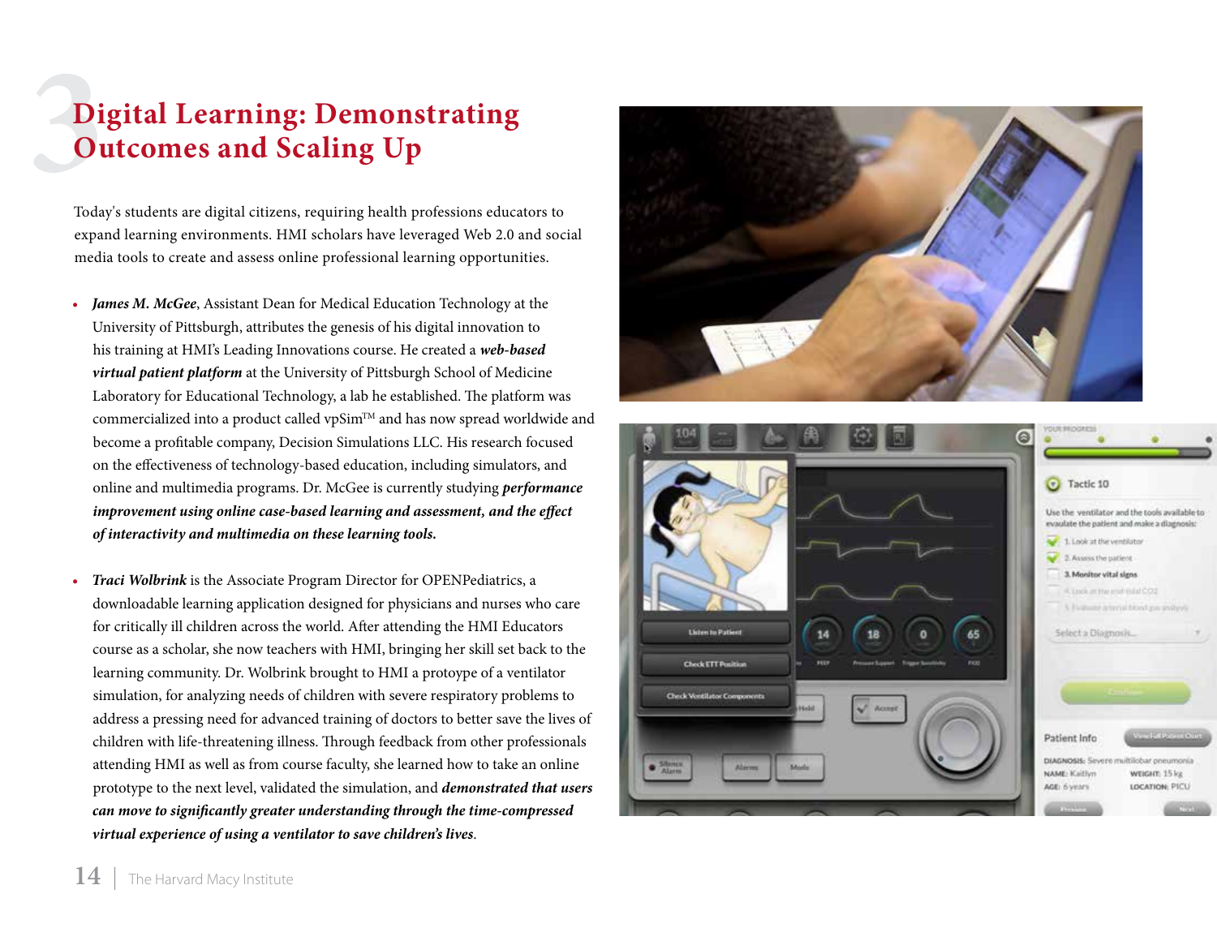# 3 Digital Learning: Demonstrating Outcomes and Scaling Up

Today's students are digital citizens, requiring health professions educators to expand learning environments. HMI scholars have leveraged Web 2.0 and social media tools to create and assess online professional learning opportunities.

- ***James M. McGee***, Assistant Dean for Medical Education Technology at the University of Pittsburgh, attributes the genesis of his digital innovation to his training at HMI's Leading Innovations course. He created a ***web-based virtual patient platform*** at the University of Pittsburgh School of Medicine Laboratory for Educational Technology, a lab he established. The platform was commercialized into a product called vpSim™ and has now spread worldwide and become a profitable company, Decision Simulations LLC. His research focused on the effectiveness of technology-based education, including simulators, and online and multimedia programs. Dr. McGee is currently studying ***performance improvement using online case-based learning and assessment, and the effect of interactivity and multimedia on these learning tools.***

- ***Traci Wolbrink*** is the Associate Program Director for OPENPediatrics, a downloadable learning application designed for physicians and nurses who care for critically ill children across the world. After attending the HMI Educators course as a scholar, she now teachers with HMI, bringing her skill set back to the learning community. Dr. Wolbrink brought to HMI a protoype of a ventilator simulation, for analyzing needs of children with severe respiratory problems to address a pressing need for advanced training of doctors to better save the lives of children with life-threatening illness. Through feedback from other professionals attending HMI as well as from course faculty, she learned how to take an online prototype to the next level, validated the simulation, and ***demonstrated that users can move to significantly greater understanding through the time-compressed virtual experience of using a ventilator to save children's lives***.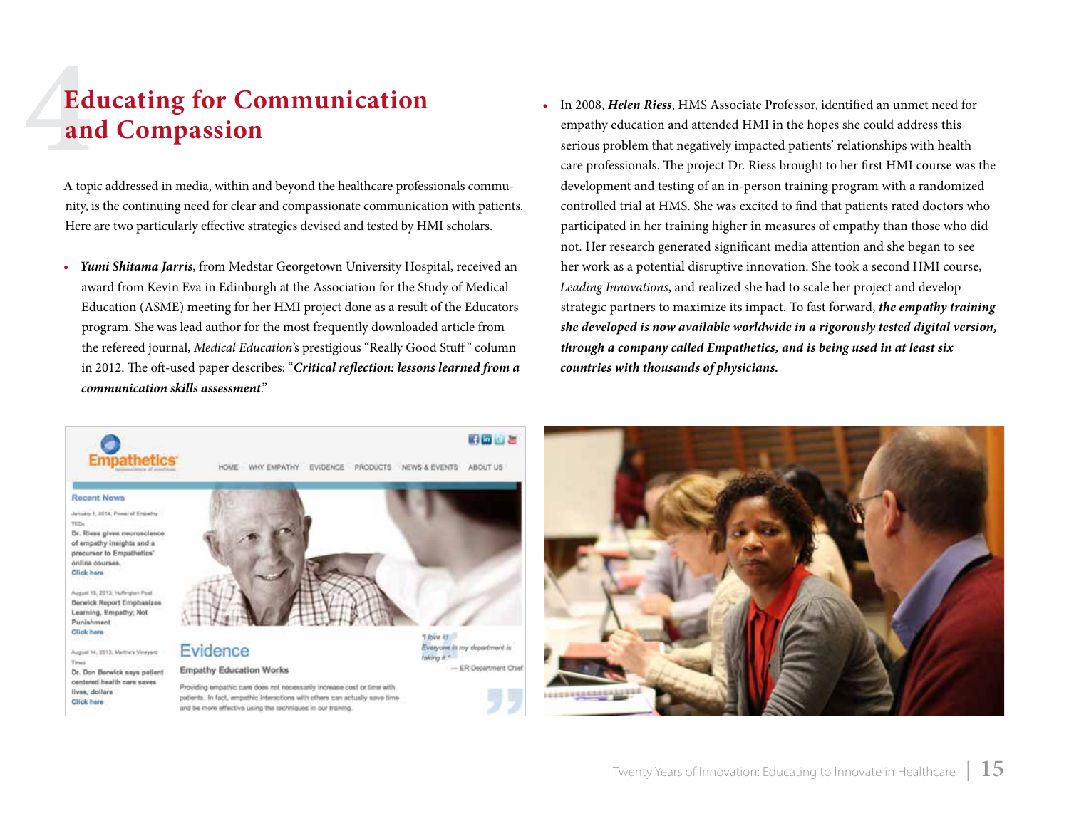# 4 Educating for Communication and Compassion

A topic addressed in media, within and beyond the healthcare professionals community, is the continuing need for clear and compassionate communication with patients. Here are two particularly effective strategies devised and tested by HMI scholars.

- ***Yumi Shitama Jarris***, from Medstar Georgetown University Hospital, received an award from Kevin Eva in Edinburgh at the Association for the Study of Medical Education (ASME) meeting for her HMI project done as a result of the Educators program. She was lead author for the most frequently downloaded article from the refereed journal, *Medical Education*'s prestigious "Really Good Stuff" column in 2012. The oft-used paper describes: "***Critical reflection: lessons learned from a communication skills assessment***."
- In 2008, ***Helen Riess***, HMS Associate Professor, identified an unmet need for empathy education and attended HMI in the hopes she could address this serious problem that negatively impacted patients' relationships with health care professionals. The project Dr. Riess brought to her first HMI course was the development and testing of an in-person training program with a randomized controlled trial at HMS. She was excited to find that patients rated doctors who participated in her training higher in measures of empathy than those who did not. Her research generated significant media attention and she began to see her work as a potential disruptive innovation. She took a second HMI course, *Leading Innovations*, and realized she had to scale her project and develop strategic partners to maximize its impact. To fast forward, ***the empathy training she developed is now available worldwide in a rigorously tested digital version, through a company called Empathetics, and is being used in at least six countries with thousands of physicians.***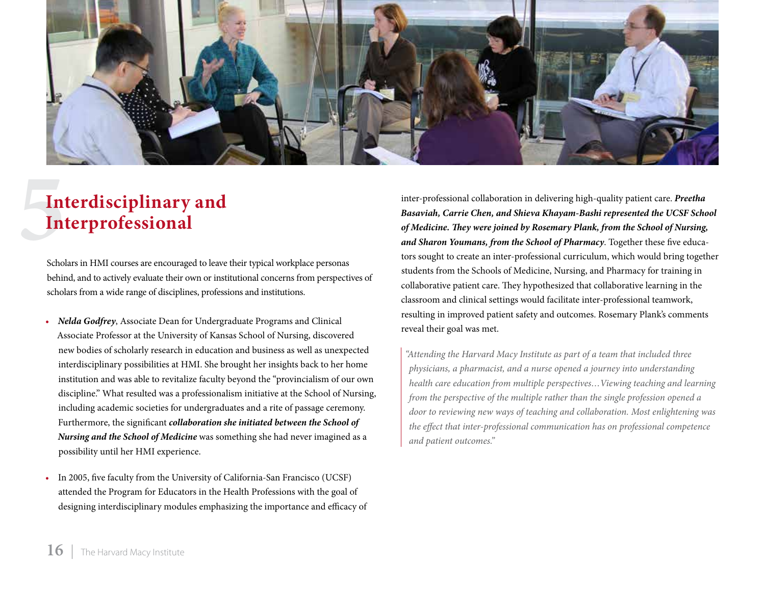# 5 Interdisciplinary and Interprofessional

Scholars in HMI courses are encouraged to leave their typical workplace personas behind, and to actively evaluate their own or institutional concerns from perspectives of scholars from a wide range of disciplines, professions and institutions.

- ***Nelda Godfrey***, Associate Dean for Undergraduate Programs and Clinical Associate Professor at the University of Kansas School of Nursing, discovered new bodies of scholarly research in education and business as well as unexpected interdisciplinary possibilities at HMI. She brought her insights back to her home institution and was able to revitalize faculty beyond the "provincialism of our own discipline." What resulted was a professionalism initiative at the School of Nursing, including academic societies for undergraduates and a rite of passage ceremony. Furthermore, the significant ***collaboration she initiated between the School of Nursing and the School of Medicine*** was something she had never imagined as a possibility until her HMI experience.

- In 2005, five faculty from the University of California-San Francisco (UCSF) attended the Program for Educators in the Health Professions with the goal of designing interdisciplinary modules emphasizing the importance and efficacy of inter-professional collaboration in delivering high-quality patient care. ***Preetha Basaviah, Carrie Chen, and Shieva Khayam-Bashi represented the UCSF School of Medicine. They were joined by Rosemary Plank, from the School of Nursing, and Sharon Youmans, from the School of Pharmacy***. Together these five educators sought to create an inter-professional curriculum, which would bring together students from the Schools of Medicine, Nursing, and Pharmacy for training in collaborative patient care. They hypothesized that collaborative learning in the classroom and clinical settings would facilitate inter-professional teamwork, resulting in improved patient safety and outcomes. Rosemary Plank's comments reveal their goal was met.

> *"Attending the Harvard Macy Institute as part of a team that included three physicians, a pharmacist, and a nurse opened a journey into understanding health care education from multiple perspectives…Viewing teaching and learning from the perspective of the multiple rather than the single profession opened a door to reviewing new ways of teaching and collaboration. Most enlightening was the effect that inter-professional communication has on professional competence and patient outcomes."*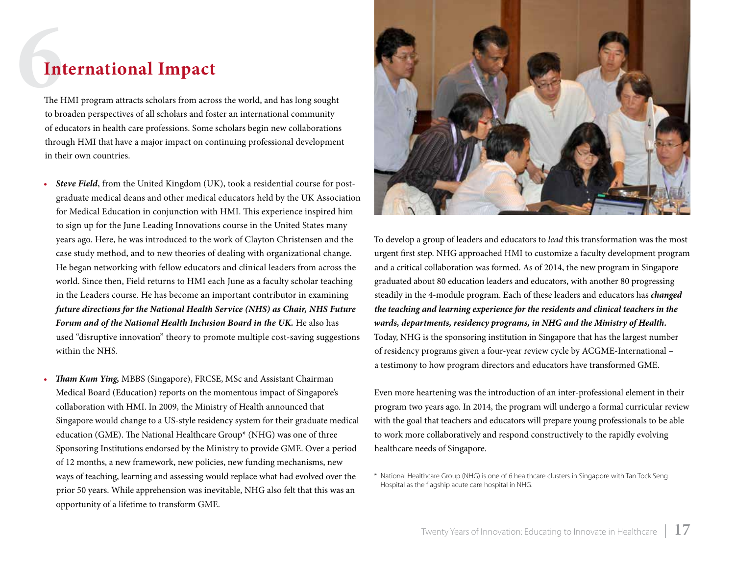# 6 International Impact

The HMI program attracts scholars from across the world, and has long sought to broaden perspectives of all scholars and foster an international community of educators in health care professions. Some scholars begin new collaborations through HMI that have a major impact on continuing professional development in their own countries.

- ***Steve Field***, from the United Kingdom (UK), took a residential course for post-graduate medical deans and other medical educators held by the UK Association for Medical Education in conjunction with HMI. This experience inspired him to sign up for the June Leading Innovations course in the United States many years ago. Here, he was introduced to the work of Clayton Christensen and the case study method, and to new theories of dealing with organizational change. He began networking with fellow educators and clinical leaders from across the world. Since then, Field returns to HMI each June as a faculty scholar teaching in the Leaders course. He has become an important contributor in examining ***future directions for the National Health Service (NHS) as Chair, NHS Future Forum and of the National Health Inclusion Board in the UK.*** He also has used "disruptive innovation" theory to promote multiple cost-saving suggestions within the NHS.

- ***Tham Kum Ying,*** MBBS (Singapore), FRCSE, MSc and Assistant Chairman Medical Board (Education) reports on the momentous impact of Singapore's collaboration with HMI. In 2009, the Ministry of Health announced that Singapore would change to a US-style residency system for their graduate medical education (GME). The National Healthcare Group* (NHG) was one of three Sponsoring Institutions endorsed by the Ministry to provide GME. Over a period of 12 months, a new framework, new policies, new funding mechanisms, new ways of teaching, learning and assessing would replace what had evolved over the prior 50 years. While apprehension was inevitable, NHG also felt that this was an opportunity of a lifetime to transform GME.

To develop a group of leaders and educators to *lead* this transformation was the most urgent first step. NHG approached HMI to customize a faculty development program and a critical collaboration was formed. As of 2014, the new program in Singapore graduated about 80 education leaders and educators, with another 80 progressing steadily in the 4-module program. Each of these leaders and educators has ***changed the teaching and learning experience for the residents and clinical teachers in the wards, departments, residency programs, in NHG and the Ministry of Health.*** Today, NHG is the sponsoring institution in Singapore that has the largest number of residency programs given a four-year review cycle by ACGME-International – a testimony to how program directors and educators have transformed GME.

Even more heartening was the introduction of an inter-professional element in their program two years ago. In 2014, the program will undergo a formal curricular review with the goal that teachers and educators will prepare young professionals to be able to work more collaboratively and respond constructively to the rapidly evolving healthcare needs of Singapore.

\* National Healthcare Group (NHG) is one of 6 healthcare clusters in Singapore with Tan Tock Seng Hospital as the flagship acute care hospital in NHG.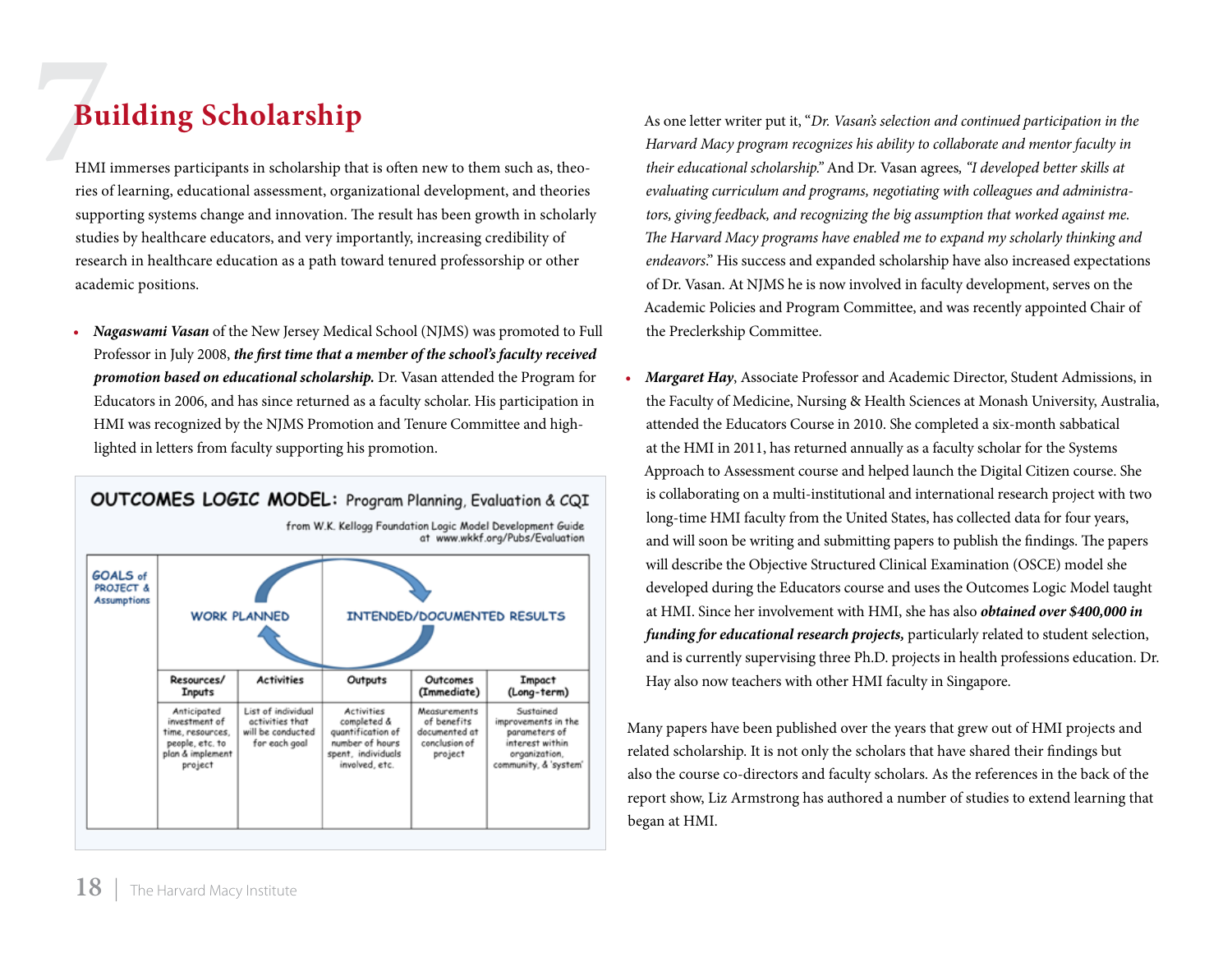# 7 Building Scholarship

HMI immerses participants in scholarship that is often new to them such as, theories of learning, educational assessment, organizational development, and theories supporting systems change and innovation. The result has been growth in scholarly studies by healthcare educators, and very importantly, increasing credibility of research in healthcare education as a path toward tenured professorship or other academic positions.

- ***Nagaswami Vasan*** of the New Jersey Medical School (NJMS) was promoted to Full Professor in July 2008, ***the first time that a member of the school's faculty received promotion based on educational scholarship.*** Dr. Vasan attended the Program for Educators in 2006, and has since returned as a faculty scholar. His participation in HMI was recognized by the NJMS Promotion and Tenure Committee and highlighted in letters from faculty supporting his promotion.

**OUTCOMES LOGIC MODEL:** Program Planning, Evaluation & CQI

from W.K. Kellogg Foundation Logic Model Development Guide at www.wkkf.org/Pubs/Evaluation

| GOALS of PROJECT & Assumptions | WORK PLANNED | | INTENDED/DOCUMENTED RESULTS | | |
|---|---|---|---|---|---|
| | Resources/ Inputs | Activities | Outputs | Outcomes (Immediate) | Impact (Long-term) |
| | Anticipated investment of time, resources, people, etc. to plan & implement project | List of individual activities that will be conducted for each goal | Activities completed & quantification of number of hours spent, individuals involved, etc. | Measurements of benefits documented at conclusion of project | Sustained improvements in the parameters of interest within organization, community, & 'system' |

As one letter writer put it, "*Dr. Vasan's selection and continued participation in the Harvard Macy program recognizes his ability to collaborate and mentor faculty in their educational scholarship.*" And Dr. Vasan agrees, *"I developed better skills at evaluating curriculum and programs, negotiating with colleagues and administrators, giving feedback, and recognizing the big assumption that worked against me. The Harvard Macy programs have enabled me to expand my scholarly thinking and endeavors*." His success and expanded scholarship have also increased expectations of Dr. Vasan. At NJMS he is now involved in faculty development, serves on the Academic Policies and Program Committee, and was recently appointed Chair of the Preclerkship Committee.

- ***Margaret Hay***, Associate Professor and Academic Director, Student Admissions, in the Faculty of Medicine, Nursing & Health Sciences at Monash University, Australia, attended the Educators Course in 2010. She completed a six-month sabbatical at the HMI in 2011, has returned annually as a faculty scholar for the Systems Approach to Assessment course and helped launch the Digital Citizen course. She is collaborating on a multi-institutional and international research project with two long-time HMI faculty from the United States, has collected data for four years, and will soon be writing and submitting papers to publish the findings. The papers will describe the Objective Structured Clinical Examination (OSCE) model she developed during the Educators course and uses the Outcomes Logic Model taught at HMI. Since her involvement with HMI, she has also ***obtained over $400,000 in funding for educational research projects,*** particularly related to student selection, and is currently supervising three Ph.D. projects in health professions education. Dr. Hay also now teachers with other HMI faculty in Singapore.

Many papers have been published over the years that grew out of HMI projects and related scholarship. It is not only the scholars that have shared their findings but also the course co-directors and faculty scholars. As the references in the back of the report show, Liz Armstrong has authored a number of studies to extend learning that began at HMI.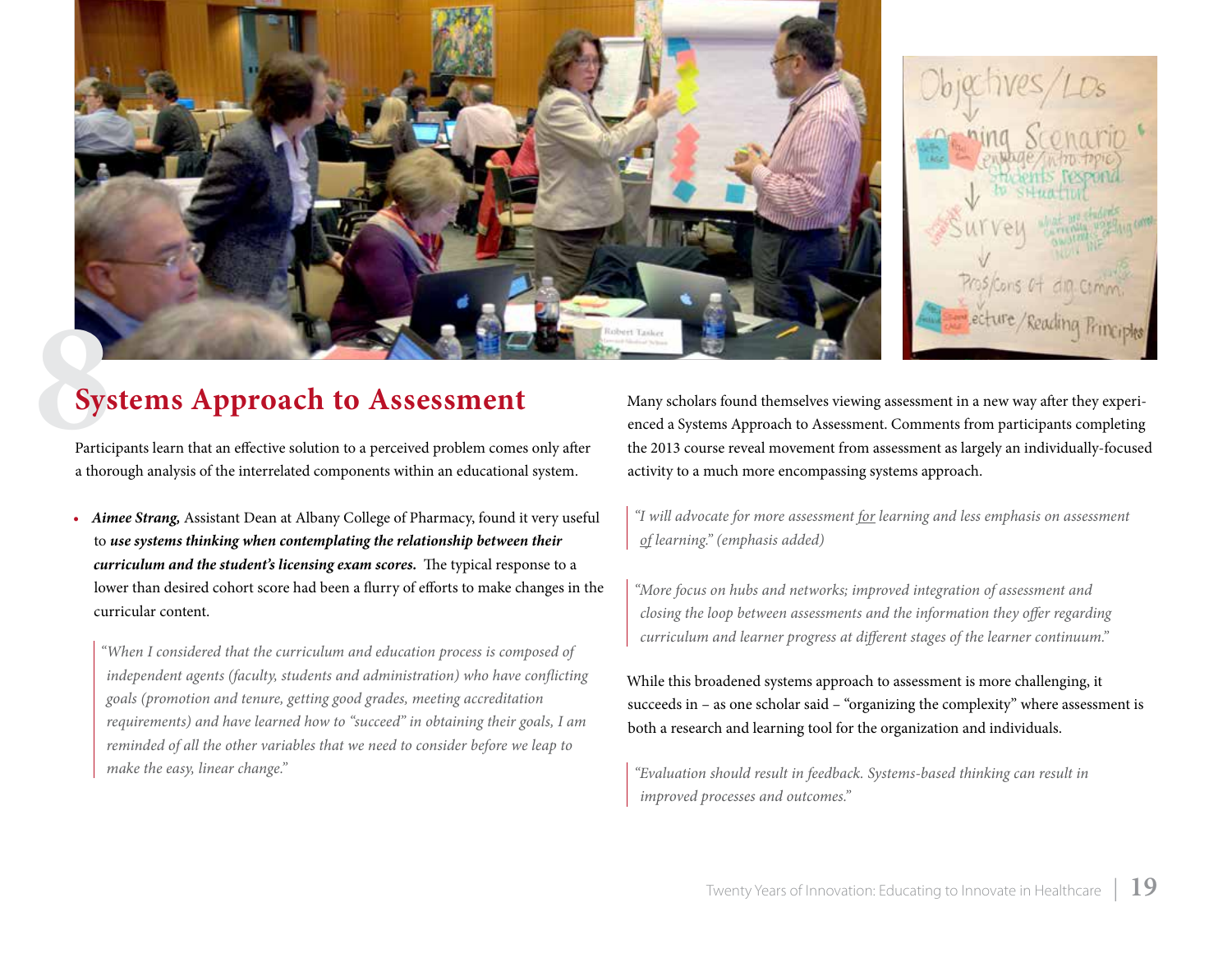# 8 Systems Approach to Assessment

Participants learn that an effective solution to a perceived problem comes only after a thorough analysis of the interrelated components within an educational system.

- ***Aimee Strang,*** Assistant Dean at Albany College of Pharmacy, found it very useful to ***use systems thinking when contemplating the relationship between their curriculum and the student's licensing exam scores.*** The typical response to a lower than desired cohort score had been a flurry of efforts to make changes in the curricular content.

> *"When I considered that the curriculum and education process is composed of independent agents (faculty, students and administration) who have conflicting goals (promotion and tenure, getting good grades, meeting accreditation requirements) and have learned how to "succeed" in obtaining their goals, I am reminded of all the other variables that we need to consider before we leap to make the easy, linear change."*

Many scholars found themselves viewing assessment in a new way after they experienced a Systems Approach to Assessment. Comments from participants completing the 2013 course reveal movement from assessment as largely an individually-focused activity to a much more encompassing systems approach.

> *"I will advocate for more assessment for learning and less emphasis on assessment of learning." (emphasis added)*

> *"More focus on hubs and networks; improved integration of assessment and closing the loop between assessments and the information they offer regarding curriculum and learner progress at different stages of the learner continuum."*

While this broadened systems approach to assessment is more challenging, it succeeds in – as one scholar said – "organizing the complexity" where assessment is both a research and learning tool for the organization and individuals.

> *"Evaluation should result in feedback. Systems-based thinking can result in improved processes and outcomes."*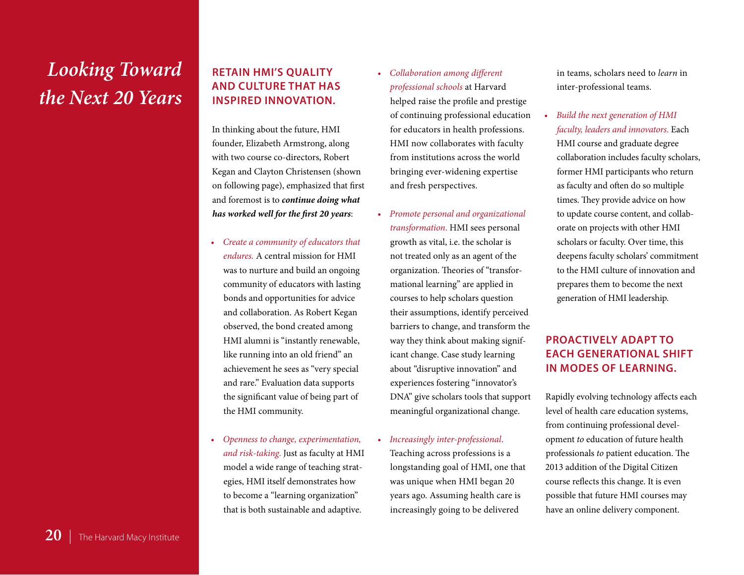# *Looking Toward the Next 20 Years*

## RETAIN HMI'S QUALITY AND CULTURE THAT HAS INSPIRED INNOVATION.

In thinking about the future, HMI founder, Elizabeth Armstrong, along with two course co-directors, Robert Kegan and Clayton Christensen (shown on following page), emphasized that first and foremost is to ***continue doing what has worked well for the first 20 years***:

- *Create a community of educators that endures.* A central mission for HMI was to nurture and build an ongoing community of educators with lasting bonds and opportunities for advice and collaboration. As Robert Kegan observed, the bond created among HMI alumni is "instantly renewable, like running into an old friend" an achievement he sees as "very special and rare." Evaluation data supports the significant value of being part of the HMI community.

- *Openness to change, experimentation, and risk-taking.* Just as faculty at HMI model a wide range of teaching strategies, HMI itself demonstrates how to become a "learning organization" that is both sustainable and adaptive.

- *Collaboration among different professional schools* at Harvard helped raise the profile and prestige of continuing professional education for educators in health professions. HMI now collaborates with faculty from institutions across the world bringing ever-widening expertise and fresh perspectives.

- *Promote personal and organizational transformation.* HMI sees personal growth as vital, i.e. the scholar is not treated only as an agent of the organization. Theories of "transformational learning" are applied in courses to help scholars question their assumptions, identify perceived barriers to change, and transform the way they think about making significant change. Case study learning about "disruptive innovation" and experiences fostering "innovator's DNA" give scholars tools that support meaningful organizational change.

- *Increasingly inter-professional.* Teaching across professions is a longstanding goal of HMI, one that was unique when HMI began 20 years ago. Assuming health care is increasingly going to be delivered in teams, scholars need to *learn* in inter-professional teams.

- *Build the next generation of HMI faculty, leaders and innovators.* Each HMI course and graduate degree collaboration includes faculty scholars, former HMI participants who return as faculty and often do so multiple times. They provide advice on how to update course content, and collaborate on projects with other HMI scholars or faculty. Over time, this deepens faculty scholars' commitment to the HMI culture of innovation and prepares them to become the next generation of HMI leadership.

## PROACTIVELY ADAPT TO EACH GENERATIONAL SHIFT IN MODES OF LEARNING.

Rapidly evolving technology affects each level of health care education systems, from continuing professional development *to* education of future health professionals *to* patient education. The 2013 addition of the Digital Citizen course reflects this change. It is even possible that future HMI courses may have an online delivery component.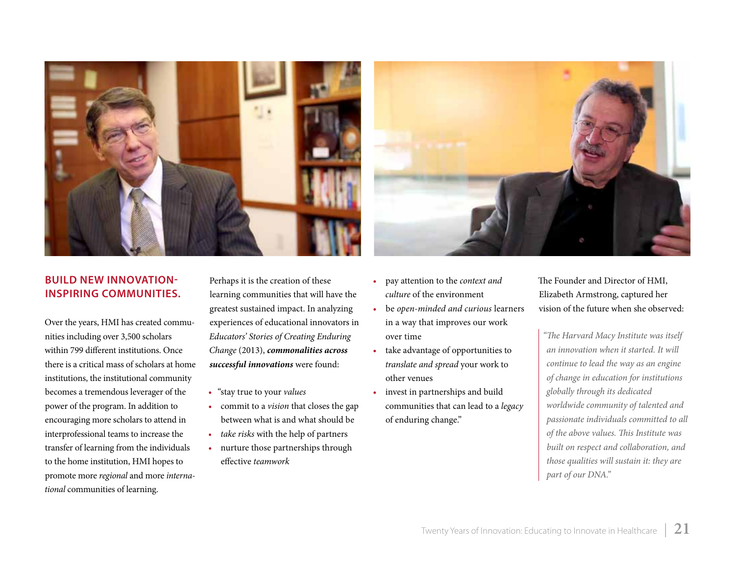## BUILD NEW INNOVATION-INSPIRING COMMUNITIES.

Over the years, HMI has created communities including over 3,500 scholars within 799 different institutions. Once there is a critical mass of scholars at home institutions, the institutional community becomes a tremendous leverager of the power of the program. In addition to encouraging more scholars to attend in interprofessional teams to increase the transfer of learning from the individuals to the home institution, HMI hopes to promote more *regional* and more *international* communities of learning.

Perhaps it is the creation of these learning communities that will have the greatest sustained impact. In analyzing experiences of educational innovators in *Educators' Stories of Creating Enduring Change* (2013), ***commonalities across successful innovations*** were found:

- "stay true to your *values*
- commit to a *vision* that closes the gap between what is and what should be
- *take risks* with the help of partners
- nurture those partnerships through effective *teamwork*
- pay attention to the *context and culture* of the environment
- be *open-minded and curious* learners in a way that improves our work over time
- take advantage of opportunities to *translate and spread* your work to other venues
- invest in partnerships and build communities that can lead to a *legacy* of enduring change."

The Founder and Director of HMI, Elizabeth Armstrong, captured her vision of the future when she observed:

> *"The Harvard Macy Institute was itself an innovation when it started. It will continue to lead the way as an engine of change in education for institutions globally through its dedicated worldwide community of talented and passionate individuals committed to all of the above values. This Institute was built on respect and collaboration, and those qualities will sustain it: they are part of our DNA."*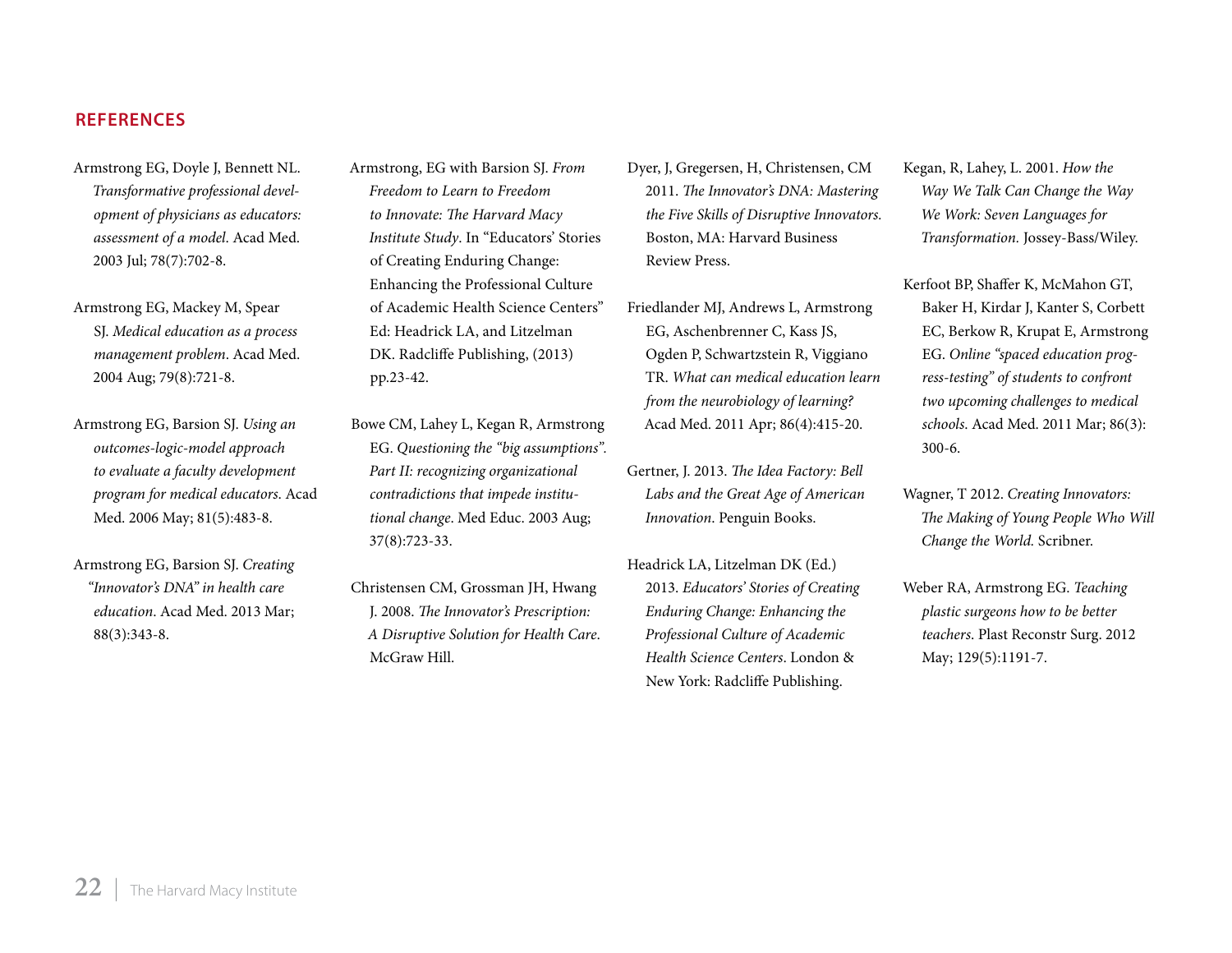## REFERENCES

Armstrong EG, Doyle J, Bennett NL. *Transformative professional development of physicians as educators: assessment of a model.* Acad Med. 2003 Jul; 78(7):702-8.

Armstrong EG, Mackey M, Spear SJ. *Medical education as a process management problem*. Acad Med. 2004 Aug; 79(8):721-8.

Armstrong EG, Barsion SJ. *Using an outcomes-logic-model approach to evaluate a faculty development program for medical educators.* Acad Med. 2006 May; 81(5):483-8.

Armstrong EG, Barsion SJ. *Creating "Innovator's DNA" in health care education*. Acad Med. 2013 Mar; 88(3):343-8.

Armstrong, EG with Barsion SJ. *From Freedom to Learn to Freedom to Innovate: The Harvard Macy Institute Study*. In "Educators' Stories of Creating Enduring Change: Enhancing the Professional Culture of Academic Health Science Centers" Ed: Headrick LA, and Litzelman DK. Radcliffe Publishing, (2013) pp.23-42.

Bowe CM, Lahey L, Kegan R, Armstrong EG. *Questioning the "big assumptions". Part II: recognizing organizational contradictions that impede institutional change*. Med Educ. 2003 Aug; 37(8):723-33.

Christensen CM, Grossman JH, Hwang J. 2008. *The Innovator's Prescription: A Disruptive Solution for Health Care*. McGraw Hill.

Dyer, J, Gregersen, H, Christensen, CM 2011. *The Innovator's DNA: Mastering the Five Skills of Disruptive Innovators.* Boston, MA: Harvard Business Review Press.

Friedlander MJ, Andrews L, Armstrong EG, Aschenbrenner C, Kass JS, Ogden P, Schwartzstein R, Viggiano TR. *What can medical education learn from the neurobiology of learning?* Acad Med. 2011 Apr; 86(4):415-20.

Gertner, J. 2013. *The Idea Factory: Bell Labs and the Great Age of American Innovation*. Penguin Books.

Headrick LA, Litzelman DK (Ed.) 2013. *Educators' Stories of Creating Enduring Change: Enhancing the Professional Culture of Academic Health Science Centers*. London & New York: Radcliffe Publishing.

Kegan, R, Lahey, L. 2001. *How the Way We Talk Can Change the Way We Work: Seven Languages for Transformation.* Jossey-Bass/Wiley.

Kerfoot BP, Shaffer K, McMahon GT, Baker H, Kirdar J, Kanter S, Corbett EC, Berkow R, Krupat E, Armstrong EG. *Online "spaced education progress-testing" of students to confront two upcoming challenges to medical schools.* Acad Med. 2011 Mar; 86(3): 300-6.

Wagner, T 2012. *Creating Innovators: The Making of Young People Who Will Change the World.* Scribner.

Weber RA, Armstrong EG. *Teaching plastic surgeons how to be better teachers.* Plast Reconstr Surg. 2012 May; 129(5):1191-7.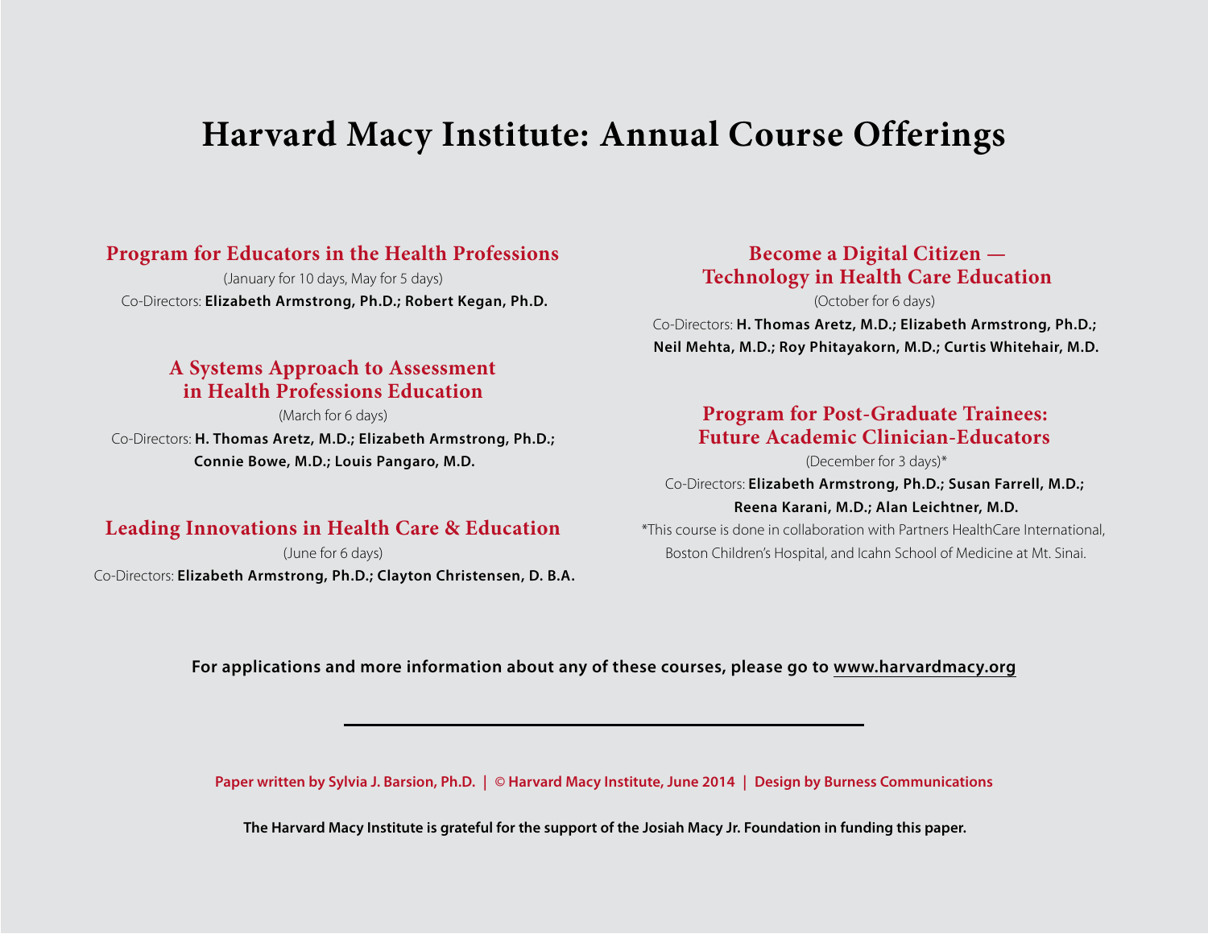# Harvard Macy Institute: Annual Course Offerings

## Program for Educators in the Health Professions

(January for 10 days, May for 5 days)

Co-Directors: **Elizabeth Armstrong, Ph.D.; Robert Kegan, Ph.D.**

## A Systems Approach to Assessment in Health Professions Education

(March for 6 days)

Co-Directors: **H. Thomas Aretz, M.D.; Elizabeth Armstrong, Ph.D.; Connie Bowe, M.D.; Louis Pangaro, M.D.**

## Leading Innovations in Health Care & Education

(June for 6 days)

Co-Directors: **Elizabeth Armstrong, Ph.D.; Clayton Christensen, D. B.A.**

## Become a Digital Citizen — Technology in Health Care Education

(October for 6 days)

Co-Directors: **H. Thomas Aretz, M.D.; Elizabeth Armstrong, Ph.D.; Neil Mehta, M.D.; Roy Phitayakorn, M.D.; Curtis Whitehair, M.D.**

## Program for Post-Graduate Trainees: Future Academic Clinician-Educators

(December for 3 days)*

Co-Directors: **Elizabeth Armstrong, Ph.D.; Susan Farrell, M.D.; Reena Karani, M.D.; Alan Leichtner, M.D.**

*This course is done in collaboration with Partners HealthCare International, Boston Children's Hospital, and Icahn School of Medicine at Mt. Sinai.

**For applications and more information about any of these courses, please go to www.harvardmacy.org**

---

**Paper written by Sylvia J. Barsion, Ph.D. | © Harvard Macy Institute, June 2014 | Design by Burness Communications**

**The Harvard Macy Institute is grateful for the support of the Josiah Macy Jr. Foundation in funding this paper.**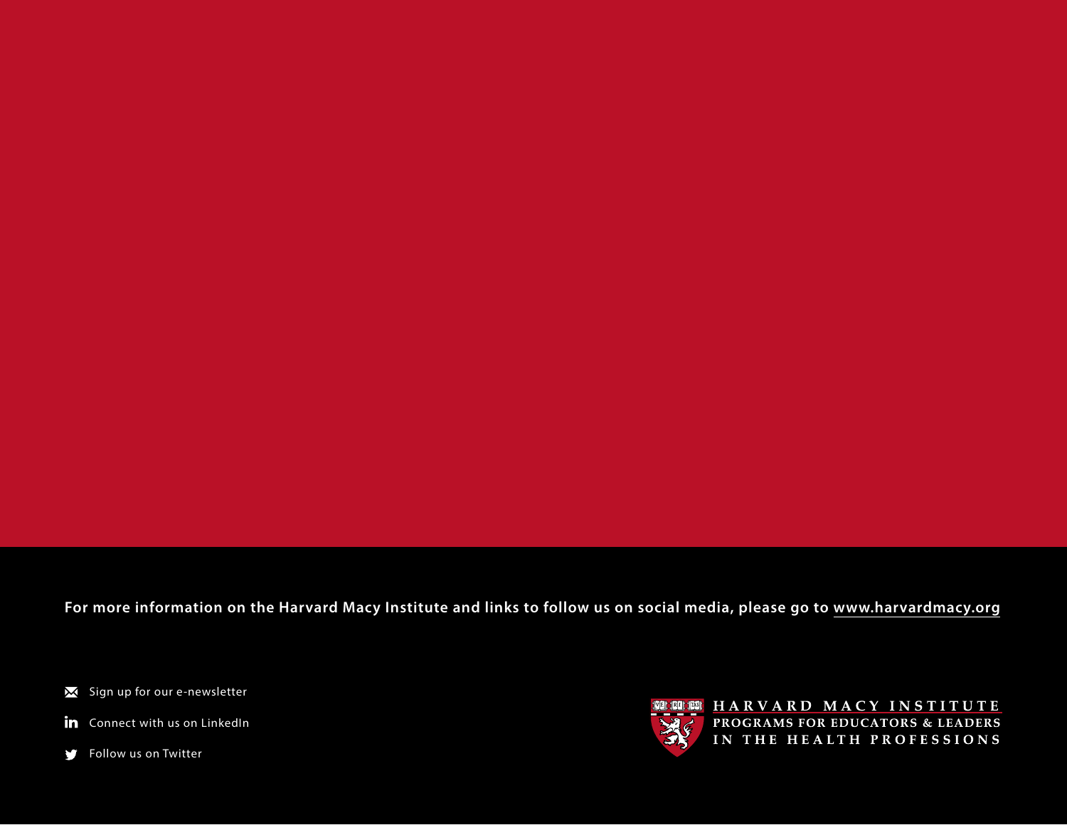**For more information on the Harvard Macy Institute and links to follow us on social media, please go to www.harvardmacy.org**

- Sign up for our e-newsletter
- Connect with us on LinkedIn
- Follow us on Twitter

HARVARD MACY INSTITUTE
PROGRAMS FOR EDUCATORS & LEADERS
IN THE HEALTH PROFESSIONS